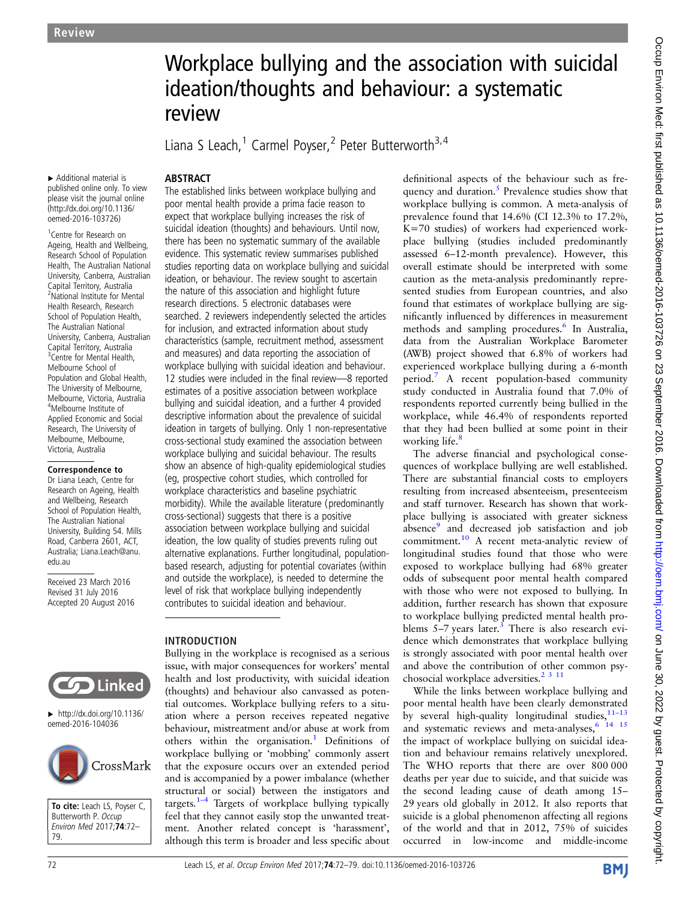Review

# Workplace bullying and the association with suicidal ideation/thoughts and behaviour: a systematic review

Liana S Leach,[1] Carmel Poyser,[2] Peter Butterworth[3,4]

▸ Additional material is published online only. To view please visit the journal online (http://dx.doi.org/10.1136/oemed-2016-103726)

[1]Centre for Research on Ageing, Health and Wellbeing, Research School of Population Health, The Australian National University, Canberra, Australian Capital Territory, Australia
[2]National Institute for Mental Health Research, Research School of Population Health, The Australian National University, Canberra, Australian Capital Territory, Australia
[3]Centre for Mental Health, Melbourne School of Population and Global Health, The University of Melbourne, Melbourne, Victoria, Australia
[4]Melbourne Institute of Applied Economic and Social Research, The University of Melbourne, Melbourne, Victoria, Australia

**Correspondence to**
Dr Liana Leach, Centre for Research on Ageing, Health and Wellbeing, Research School of Population Health, The Australian National University, Building 54. Mills Road, Canberra 2601, ACT, Australia; Liana.Leach@anu.edu.au

Received 23 March 2016
Revised 31 July 2016
Accepted 20 August 2016

▸ http://dx.doi.org/10.1136/oemed-2016-104036

**To cite:** Leach LS, Poyser C, Butterworth P. *Occup Environ Med* 2017;**74**:72–79.

## ABSTRACT

The established links between workplace bullying and poor mental health provide a prima facie reason to expect that workplace bullying increases the risk of suicidal ideation (thoughts) and behaviours. Until now, there has been no systematic summary of the available evidence. This systematic review summarises published studies reporting data on workplace bullying and suicidal ideation, or behaviour. The review sought to ascertain the nature of this association and highlight future research directions. 5 electronic databases were searched. 2 reviewers independently selected the articles for inclusion, and extracted information about study characteristics (sample, recruitment method, assessment and measures) and data reporting the association of workplace bullying with suicidal ideation and behaviour. 12 studies were included in the final review—8 reported estimates of a positive association between workplace bullying and suicidal ideation, and a further 4 provided descriptive information about the prevalence of suicidal ideation in targets of bullying. Only 1 non-representative cross-sectional study examined the association between workplace bullying and suicidal behaviour. The results show an absence of high-quality epidemiological studies (eg, prospective cohort studies, which controlled for workplace characteristics and baseline psychiatric morbidity). While the available literature (predominantly cross-sectional) suggests that there is a positive association between workplace bullying and suicidal ideation, the low quality of studies prevents ruling out alternative explanations. Further longitudinal, population-based research, adjusting for potential covariates (within and outside the workplace), is needed to determine the level of risk that workplace bullying independently contributes to suicidal ideation and behaviour.

## INTRODUCTION

Bullying in the workplace is recognised as a serious issue, with major consequences for workers' mental health and lost productivity, with suicidal ideation (thoughts) and behaviour also canvassed as potential outcomes. Workplace bullying refers to a situation where a person receives repeated negative behaviour, mistreatment and/or abuse at work from others within the organisation.[1] Definitions of workplace bullying or 'mobbing' commonly assert that the exposure occurs over an extended period and is accompanied by a power imbalance (whether structural or social) between the instigators and targets.[1–4] Targets of workplace bullying typically feel that they cannot easily stop the unwanted treatment. Another related concept is 'harassment', although this term is broader and less specific about definitional aspects of the behaviour such as frequency and duration.[5] Prevalence studies show that workplace bullying is common. A meta-analysis of prevalence found that 14.6% (CI 12.3% to 17.2%, K=70 studies) of workers had experienced workplace bullying (studies included predominantly assessed 6–12-month prevalence). However, this overall estimate should be interpreted with some caution as the meta-analysis predominantly represented studies from European countries, and also found that estimates of workplace bullying are significantly influenced by differences in measurement methods and sampling procedures.[6] In Australia, data from the Australian Workplace Barometer (AWB) project showed that 6.8% of workers had experienced workplace bullying during a 6-month period.[7] A recent population-based community study conducted in Australia found that 7.0% of respondents reported currently being bullied in the workplace, while 46.4% of respondents reported that they had been bullied at some point in their working life.[8]

The adverse financial and psychological consequences of workplace bullying are well established. There are substantial financial costs to employers resulting from increased absenteeism, presenteeism and staff turnover. Research has shown that workplace bullying is associated with greater sickness absence[9] and decreased job satisfaction and job commitment.[10] A recent meta-analytic review of longitudinal studies found that those who were exposed to workplace bullying had 68% greater odds of subsequent poor mental health compared with those who were not exposed to bullying. In addition, further research has shown that exposure to workplace bullying predicted mental health problems 5–7 years later.[3] There is also research evidence which demonstrates that workplace bullying is strongly associated with poor mental health over and above the contribution of other common psychosocial workplace adversities.[2 3 11]

While the links between workplace bullying and poor mental health have been clearly demonstrated by several high-quality longitudinal studies,[11–13] and systematic reviews and meta-analyses,[6 14 15] the impact of workplace bullying on suicidal ideation and behaviour remains relatively unexplored. The WHO reports that there are over 800 000 deaths per year due to suicide, and that suicide was the second leading cause of death among 15–29 years old globally in 2012. It also reports that suicide is a global phenomenon affecting all regions of the world and that in 2012, 75% of suicides occurred in low-income and middle-income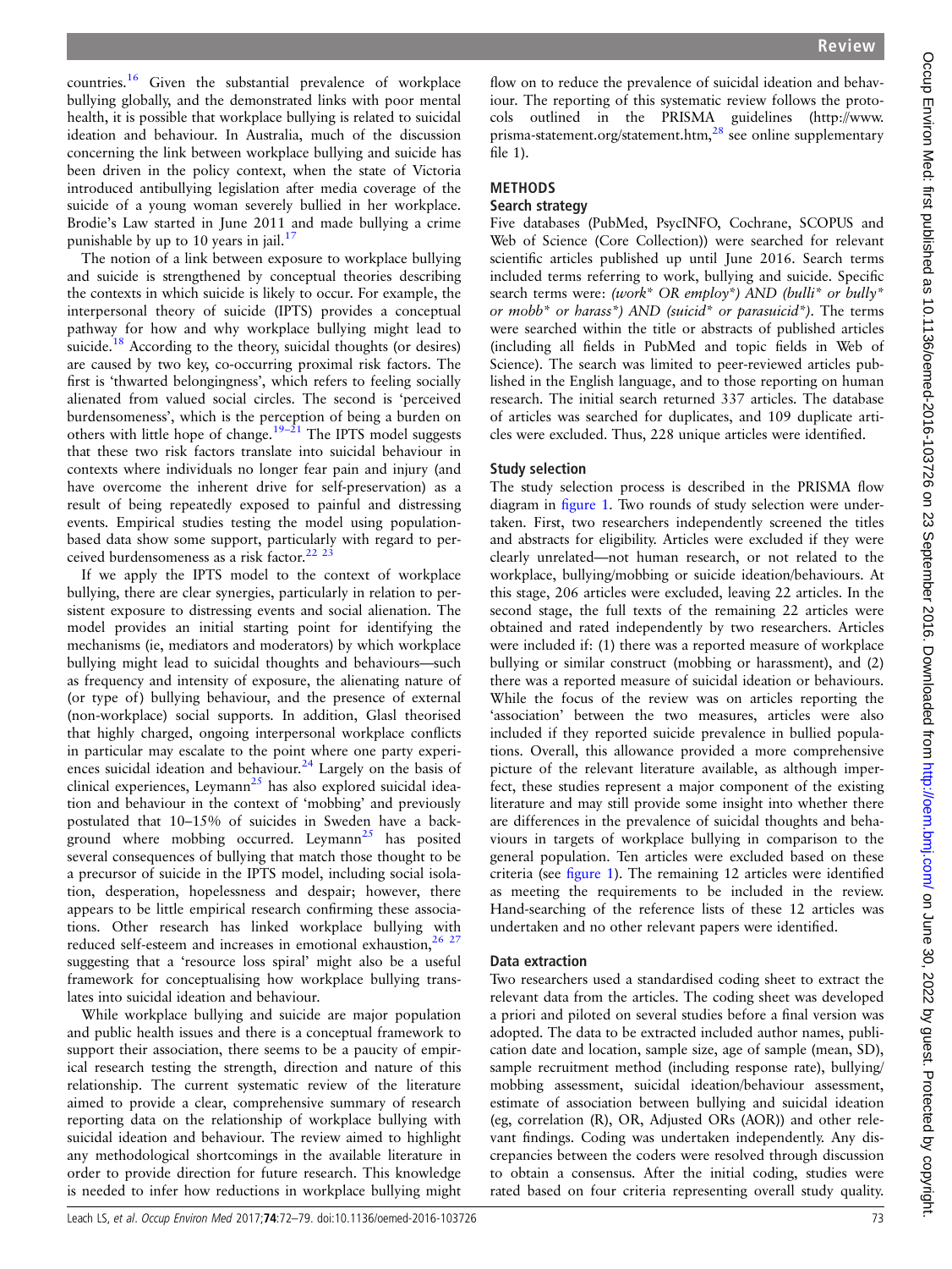countries.[16] Given the substantial prevalence of workplace bullying globally, and the demonstrated links with poor mental health, it is possible that workplace bullying is related to suicidal ideation and behaviour. In Australia, much of the discussion concerning the link between workplace bullying and suicide has been driven in the policy context, when the state of Victoria introduced antibullying legislation after media coverage of the suicide of a young woman severely bullied in her workplace. Brodie's Law started in June 2011 and made bullying a crime punishable by up to 10 years in jail.[17]

The notion of a link between exposure to workplace bullying and suicide is strengthened by conceptual theories describing the contexts in which suicide is likely to occur. For example, the interpersonal theory of suicide (IPTS) provides a conceptual pathway for how and why workplace bullying might lead to suicide.[18] According to the theory, suicidal thoughts (or desires) are caused by two key, co-occurring proximal risk factors. The first is 'thwarted belongingness', which refers to feeling socially alienated from valued social circles. The second is 'perceived burdensomeness', which is the perception of being a burden on others with little hope of change.[19–21] The IPTS model suggests that these two risk factors translate into suicidal behaviour in contexts where individuals no longer fear pain and injury (and have overcome the inherent drive for self-preservation) as a result of being repeatedly exposed to painful and distressing events. Empirical studies testing the model using population-based data show some support, particularly with regard to perceived burdensomeness as a risk factor.[22 23]

If we apply the IPTS model to the context of workplace bullying, there are clear synergies, particularly in relation to persistent exposure to distressing events and social alienation. The model provides an initial starting point for identifying the mechanisms (ie, mediators and moderators) by which workplace bullying might lead to suicidal thoughts and behaviours—such as frequency and intensity of exposure, the alienating nature of (or type of) bullying behaviour, and the presence of external (non-workplace) social supports. In addition, Glasl theorised that highly charged, ongoing interpersonal workplace conflicts in particular may escalate to the point where one party experiences suicidal ideation and behaviour.[24] Largely on the basis of clinical experiences, Leymann[25] has also explored suicidal ideation and behaviour in the context of 'mobbing' and previously postulated that 10–15% of suicides in Sweden have a background where mobbing occurred. Leymann[25] has posited several consequences of bullying that match those thought to be a precursor of suicide in the IPTS model, including social isolation, desperation, hopelessness and despair; however, there appears to be little empirical research confirming these associations. Other research has linked workplace bullying with reduced self-esteem and increases in emotional exhaustion,[26 27] suggesting that a 'resource loss spiral' might also be a useful framework for conceptualising how workplace bullying translates into suicidal ideation and behaviour.

While workplace bullying and suicide are major population and public health issues and there is a conceptual framework to support their association, there seems to be a paucity of empirical research testing the strength, direction and nature of this relationship. The current systematic review of the literature aimed to provide a clear, comprehensive summary of research reporting data on the relationship of workplace bullying with suicidal ideation and behaviour. The review aimed to highlight any methodological shortcomings in the available literature in order to provide direction for future research. This knowledge is needed to infer how reductions in workplace bullying might flow on to reduce the prevalence of suicidal ideation and behaviour. The reporting of this systematic review follows the protocols outlined in the PRISMA guidelines (http://www.prisma-statement.org/statement.htm,[28] see online supplementary file 1).

## METHODS

### Search strategy

Five databases (PubMed, PsycINFO, Cochrane, SCOPUS and Web of Science (Core Collection)) were searched for relevant scientific articles published up until June 2016. Search terms included terms referring to work, bullying and suicide. Specific search terms were: *(work\* OR employ\*) AND (bulli\* or bully\* or mobb\* or harass\*) AND (suicid\* or parasuicid\*)*. The terms were searched within the title or abstracts of published articles (including all fields in PubMed and topic fields in Web of Science). The search was limited to peer-reviewed articles published in the English language, and to those reporting on human research. The initial search returned 337 articles. The database of articles was searched for duplicates, and 109 duplicate articles were excluded. Thus, 228 unique articles were identified.

### Study selection

The study selection process is described in the PRISMA flow diagram in figure 1. Two rounds of study selection were undertaken. First, two researchers independently screened the titles and abstracts for eligibility. Articles were excluded if they were clearly unrelated—not human research, or not related to the workplace, bullying/mobbing or suicide ideation/behaviours. At this stage, 206 articles were excluded, leaving 22 articles. In the second stage, the full texts of the remaining 22 articles were obtained and rated independently by two researchers. Articles were included if: (1) there was a reported measure of workplace bullying or similar construct (mobbing or harassment), and (2) there was a reported measure of suicidal ideation or behaviours. While the focus of the review was on articles reporting the 'association' between the two measures, articles were also included if they reported suicide prevalence in bullied populations. Overall, this allowance provided a more comprehensive picture of the relevant literature available, as although imperfect, these studies represent a major component of the existing literature and may still provide some insight into whether there are differences in the prevalence of suicidal thoughts and behaviours in targets of workplace bullying in comparison to the general population. Ten articles were excluded based on these criteria (see figure 1). The remaining 12 articles were identified as meeting the requirements to be included in the review. Hand-searching of the reference lists of these 12 articles was undertaken and no other relevant papers were identified.

### Data extraction

Two researchers used a standardised coding sheet to extract the relevant data from the articles. The coding sheet was developed a priori and piloted on several studies before a final version was adopted. The data to be extracted included author names, publication date and location, sample size, age of sample (mean, SD), sample recruitment method (including response rate), bullying/mobbing assessment, suicidal ideation/behaviour assessment, estimate of association between bullying and suicidal ideation (eg, correlation (R), OR, Adjusted ORs (AOR)) and other relevant findings. Coding was undertaken independently. Any discrepancies between the coders were resolved through discussion to obtain a consensus. After the initial coding, studies were rated based on four criteria representing overall study quality.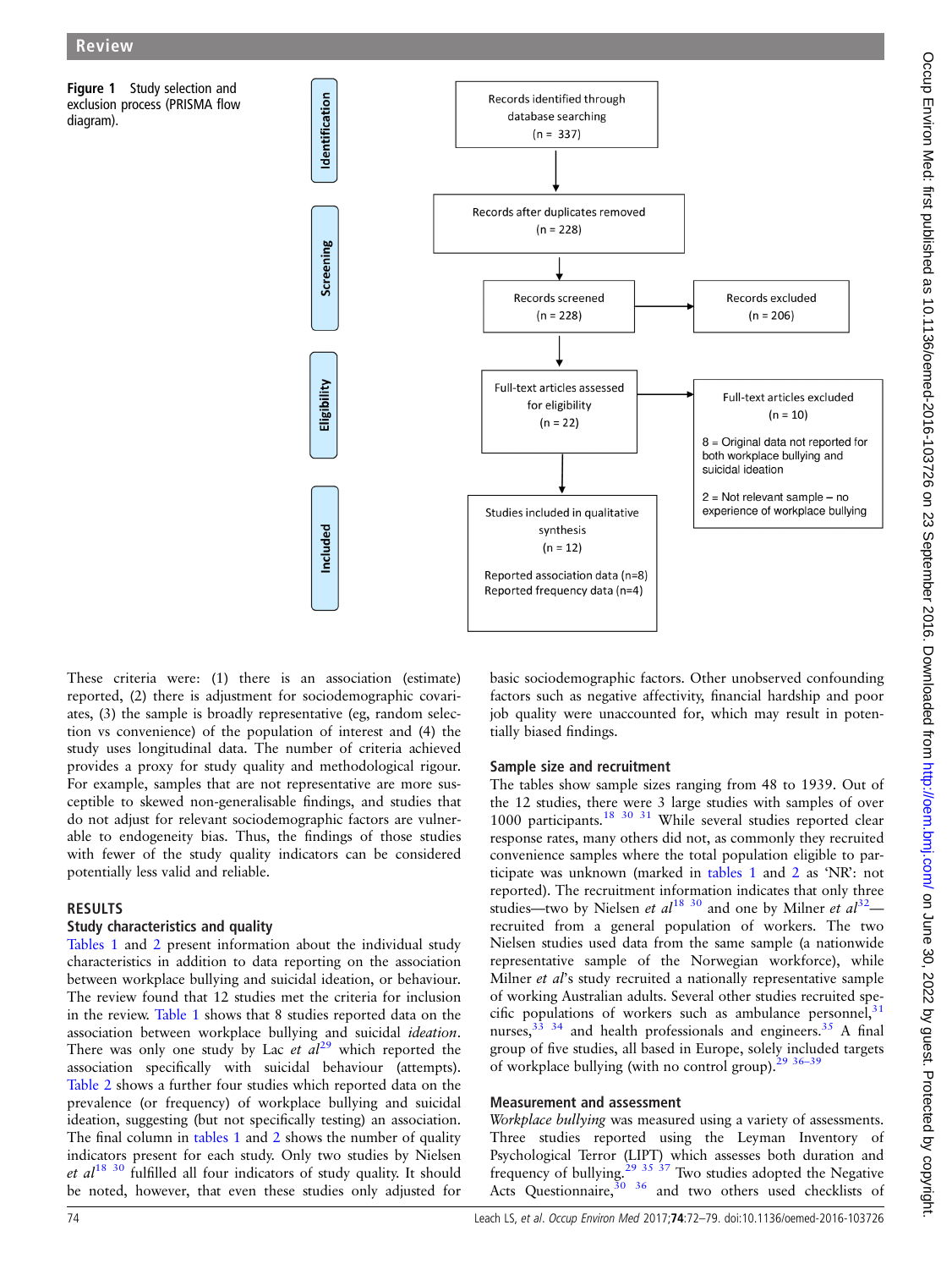Figure 1 Study selection and exclusion process (PRISMA flow diagram).

**Identification**

Records identified through database searching (n = 337)

Records after duplicates removed (n = 228)

**Screening**

Records screened (n = 228)

Records excluded (n = 206)

**Eligibility**

Full-text articles assessed for eligibility (n = 22)

Full-text articles excluded (n = 10)

8 = Original data not reported for both workplace bullying and suicidal ideation

2 = Not relevant sample – no experience of workplace bullying

**Included**

Studies included in qualitative synthesis (n = 12)

Reported association data (n=8)
Reported frequency data (n=4)

These criteria were: (1) there is an association (estimate) reported, (2) there is adjustment for sociodemographic covariates, (3) the sample is broadly representative (eg, random selection vs convenience) of the population of interest and (4) the study uses longitudinal data. The number of criteria achieved provides a proxy for study quality and methodological rigour. For example, samples that are not representative are more susceptible to skewed non-generalisable findings, and studies that do not adjust for relevant sociodemographic factors are vulnerable to endogeneity bias. Thus, the findings of those studies with fewer of the study quality indicators can be considered potentially less valid and reliable.

## RESULTS

### Study characteristics and quality

Tables 1 and 2 present information about the individual study characteristics in addition to data reporting on the association between workplace bullying and suicidal ideation, or behaviour. The review found that 12 studies met the criteria for inclusion in the review. Table 1 shows that 8 studies reported data on the association between workplace bullying and suicidal *ideation*. There was only one study by Lac *et al*[29] which reported the association specifically with suicidal behaviour (attempts). Table 2 shows a further four studies which reported data on the prevalence (or frequency) of workplace bullying and suicidal ideation, suggesting (but not specifically testing) an association. The final column in tables 1 and 2 shows the number of quality indicators present for each study. Only two studies by Nielsen *et al*[18 30] fulfilled all four indicators of study quality. It should be noted, however, that even these studies only adjusted for basic sociodemographic factors. Other unobserved confounding factors such as negative affectivity, financial hardship and poor job quality were unaccounted for, which may result in potentially biased findings.

### Sample size and recruitment

The tables show sample sizes ranging from 48 to 1939. Out of the 12 studies, there were 3 large studies with samples of over 1000 participants.[18 30 31] While several studies reported clear response rates, many others did not, as commonly they recruited convenience samples where the total population eligible to participate was unknown (marked in tables 1 and 2 as 'NR': not reported). The recruitment information indicates that only three studies—two by Nielsen *et al*[18 30] and one by Milner *et al*[32]—recruited from a general population of workers. The two Nielsen studies used data from the same sample (a nationwide representative sample of the Norwegian workforce), while Milner *et al*'s study recruited a nationally representative sample of working Australian adults. Several other studies recruited specific populations of workers such as ambulance personnel,[31] nurses,[33 34] and health professionals and engineers.[35] A final group of five studies, all based in Europe, solely included targets of workplace bullying (with no control group).[29 36–39]

### Measurement and assessment

*Workplace bullying* was measured using a variety of assessments. Three studies reported using the Leyman Inventory of Psychological Terror (LIPT) which assesses both duration and frequency of bullying.[29 35 37] Two studies adopted the Negative Acts Questionnaire,[30 36] and two others used checklists of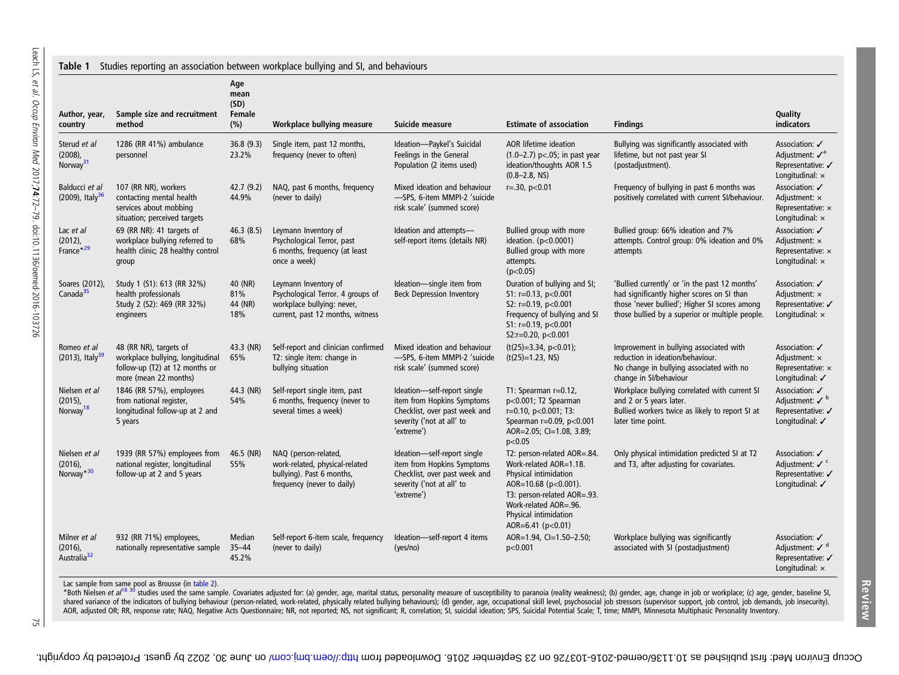**Table 1** Studies reporting an association between workplace bullying and SI, and behaviours

| Author, year, country | Sample size and recruitment method | Age mean (SD) Female (%) | Workplace bullying measure | Suicide measure | Estimate of association | Findings | Quality indicators |
|---|---|---|---|---|---|---|---|
| Sterud *et al* (2008), Norway[31] | 1286 (RR 41%) ambulance personnel | 36.8 (9.3) 23.2% | Single item, past 12 months, frequency (never to often) | Ideation—Paykel's Suicidal Feelings in the General Population (2 items used) | AOR lifetime ideation (1.0–2.7) p<.05; in past year ideation/thoughts AOR 1.5 (0.8–2.8, NS) | Bullying was significantly associated with lifetime, but not past year SI (postadjustment). | Association: ✓ Adjustment: ✓[a] Representative: ✓ Longitudinal: × |
| Balducci *et al* (2009), Italy[36] | 107 (RR NR), workers contacting mental health services about mobbing situation; perceived targets | 42.7 (9.2) 44.9% | NAQ, past 6 months, frequency (never to daily) | Mixed ideation and behaviour —SPS, 6-item MMPI-2 'suicide risk scale' (summed score) | r=.30, p<0.01 | Frequency of bullying in past 6 months was positively correlated with current SI/behaviour. | Association: ✓ Adjustment: × Representative: × Longitudinal: × |
| Lac *et al* (2012), France*[29] | 69 (RR NR): 41 targets of workplace bullying referred to health clinic; 28 healthy control group | 46.3 (8.5) 68% | Leymann Inventory of Psychological Terror, past 6 months, frequency (at least once a week) | Ideation and attempts—self-report items (details NR) | Bullied group with more ideation. (p<0.0001) Bullied group with more attempts. (p<0.05) | Bullied group: 66% ideation and 7% attempts. Control group: 0% ideation and 0% attempts | Association: ✓ Adjustment: × Representative: × Longitudinal: × |
| Soares (2012), Canada[35] | Study 1 (S1): 613 (RR 32%) health professionals Study 2 (S2): 469 (RR 32%) engineers | 40 (NR) 81% 44 (NR) 18% | Leymann Inventory of Psychological Terror. 4 groups of workplace bullying: never, current, past 12 months, witness | Ideation—single item from Beck Depression Inventory | Duration of bullying and SI; S1: r=0.13, p<0.001 S2: r=0.19, p<0.001 Frequency of bullying and SI S1: r=0.19, p<0.001 S2:r=0.20, p<0.001 | 'Bullied currently' or 'in the past 12 months' had significantly higher scores on SI than those 'never bullied'; Higher SI scores among those bullied by a superior or multiple people. | Association: ✓ Adjustment: × Representative: ✓ Longitudinal: × |
| Romeo *et al* (2013), Italy[39] | 48 (RR NR), targets of workplace bullying, longitudinal follow-up (T2) at 12 months or more (mean 22 months) | 43.3 (NR) 65% | Self-report and clinician confirmed T2: single item: change in bullying situation | Mixed ideation and behaviour —SPS, 6-item MMPI-2 'suicide risk scale' (summed score) | (t(25)=3.34, p<0.01); (t(25)=1.23, NS) | Improvement in bullying associated with reduction in ideation/behaviour. No change in bullying associated with no change in SI/behaviour | Association: ✓ Adjustment: × Representative: × Longitudinal: ✓ |
| Nielsen *et al* (2015), Norway[18] | 1846 (RR 57%), employees from national register, longitudinal follow-up at 2 and 5 years | 44.3 (NR) 54% | Self-report single item, past 6 months, frequency (never to several times a week) | Ideation—self-report single item from Hopkins Symptoms Checklist, over past week and severity ('not at all' to 'extreme') | T1: Spearman r=0.12, p<0.001; T2 Spearman r=0.10, p<0.001; T3: Spearman r=0.09, p<0.001 AOR=2.05; CI=1.08, 3.89; p<0.05 | Workplace bullying correlated with current SI and 2 or 5 years later. Bullied workers twice as likely to report SI at later time point. | Association: ✓ Adjustment: ✓[b] Representative: ✓ Longitudinal: ✓ |
| Nielsen *et al* (2016), Norway*[30] | 1939 (RR 57%) employees from national register, longitudinal follow-up at 2 and 5 years | 46.5 (NR) 55% | NAQ (person-related, work-related, physical-related bullying). Past 6 months, frequency (never to daily) | Ideation—self-report single item from Hopkins Symptoms Checklist, over past week and severity ('not at all' to 'extreme') | T2: person-related AOR=.84. Work-related AOR=1.18. Physical intimidation AOR=10.68 (p<0.001). T3: person-related AOR=.93. Work-related AOR=.96. Physical intimidation AOR=6.41 (p<0.01) | Only physical intimidation predicted SI at T2 and T3, after adjusting for covariates. | Association: ✓ Adjustment: ✓[c] Representative: ✓ Longitudinal: ✓ |
| Milner *et al* (2016), Australia[32] | 932 (RR 71%) employees, nationally representative sample | Median 35–44 45.2% | Self-report 6-item scale, frequency (never to daily) | Ideation—self-report 4 items (yes/no) | AOR=1.94, CI=1.50–2.50; p<0.001 | Workplace bullying was significantly associated with SI (postadjustment) | Association: ✓ Adjustment: ✓[d] Representative: ✓ Longitudinal: × |

Lac sample from same pool as Brousse (in table 2).
*Both Nielsen *et al*[18 30] studies used the same sample. Covariates adjusted for: (a) gender, age, marital status, personality measure of susceptibility to paranoia (reality weakness); (b) gender, age, change in job or workplace; (c) age, gender, baseline SI, shared variance of the indicators of bullying behaviour (person-related, work-related, physically related bullying behaviours); (d) gender, age, occupational skill level, psychosocial job stressors (supervisor support, job control, job demands, job insecurity).
AOR, adjusted OR; RR, response rate; NAQ, Negative Acts Questionnaire; NR, not reported; NS, not significant; R, correlation; SI, suicidal ideation; SPS, Suicidal Potential Scale; T, time; MMPI, Minnesota Multiphasic Personality Inventory.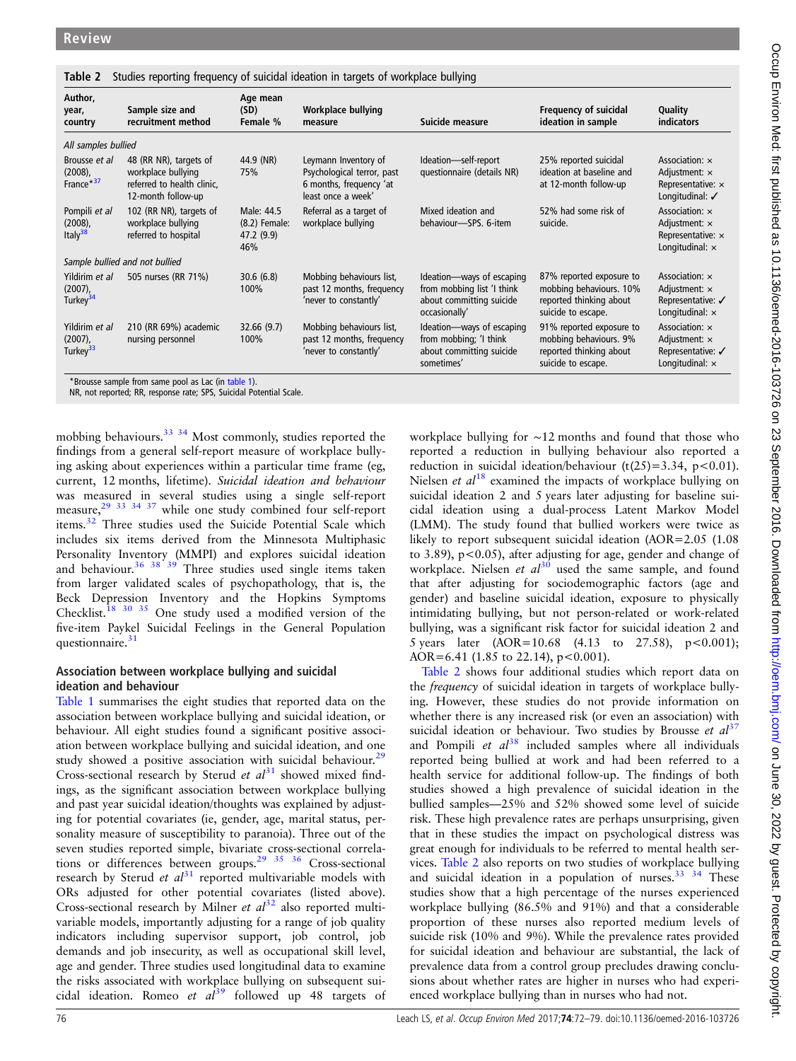Table 2 Studies reporting frequency of suicidal ideation in targets of workplace bullying

| Author, year, country | Sample size and recruitment method | Age mean (SD) Female % | Workplace bullying measure | Suicide measure | Frequency of suicidal ideation in sample | Quality indicators |
|---|---|---|---|---|---|---|
| *All samples bullied* | | | | | | |
| Brousse *et al* (2008), France*[37] | 48 (RR NR), targets of workplace bullying referred to health clinic, 12-month follow-up | 44.9 (NR) 75% | Leymann Inventory of Psychological terror, past 6 months, frequency 'at least once a week' | Ideation—self-report questionnaire (details NR) | 25% reported suicidal ideation at baseline and at 12-month follow-up | Association: × Adjustment: × Representative: × Longitudinal: ✓ |
| Pompili *et al* (2008), Italy[38] | 102 (RR NR), targets of workplace bullying referred to hospital | Male: 44.5 (8.2) Female: 47.2 (9.9) 46% | Referral as a target of workplace bullying | Mixed ideation and behaviour—SPS. 6-item | 52% had some risk of suicide. | Association: × Adjustment: × Representative: × Longitudinal: × |
| *Sample bullied and not bullied* | | | | | | |
| Yildirim *et al* (2007), Turkey[34] | 505 nurses (RR 71%) | 30.6 (6.8) 100% | Mobbing behaviours list, past 12 months, frequency 'never to constantly' | Ideation—ways of escaping from mobbing list 'I think about committing suicide occasionally' | 87% reported exposure to mobbing behaviours. 10% reported thinking about suicide to escape. | Association: × Adjustment: × Representative: ✓ Longitudinal: × |
| Yildirim *et al* (2007), Turkey[33] | 210 (RR 69%) academic nursing personnel | 32.66 (9.7) 100% | Mobbing behaviours list, past 12 months, frequency 'never to constantly' | Ideation—ways of escaping from mobbing; 'I think about committing suicide sometimes' | 91% reported exposure to mobbing behaviours. 9% reported thinking about suicide to escape. | Association: × Adjustment: × Representative: ✓ Longitudinal: × |

*Brousse sample from same pool as Lac (in table 1).
NR, not reported; RR, response rate; SPS, Suicidal Potential Scale.

mobbing behaviours.[33 34] Most commonly, studies reported the findings from a general self-report measure of workplace bullying asking about experiences within a particular time frame (eg, current, 12 months, lifetime). *Suicidal ideation and behaviour* was measured in several studies using a single self-report measure,[29 33 34 37] while one study combined four self-report items.[32] Three studies used the Suicide Potential Scale which includes six items derived from the Minnesota Multiphasic Personality Inventory (MMPI) and explores suicidal ideation and behaviour.[36 38 39] Three studies used single items taken from larger validated scales of psychopathology, that is, the Beck Depression Inventory and the Hopkins Symptoms Checklist.[18 30 35] One study used a modified version of the five-item Paykel Suicidal Feelings in the General Population questionnaire.[31]

### Association between workplace bullying and suicidal ideation and behaviour

Table 1 summarises the eight studies that reported data on the association between workplace bullying and suicidal ideation, or behaviour. All eight studies found a significant positive association between workplace bullying and suicidal ideation, and one study showed a positive association with suicidal behaviour.[29] Cross-sectional research by Sterud *et al*[31] showed mixed findings, as the significant association between workplace bullying and past year suicidal ideation/thoughts was explained by adjusting for potential covariates (ie, gender, age, marital status, personality measure of susceptibility to paranoia). Three out of the seven studies reported simple, bivariate cross-sectional correlations or differences between groups.[29 35 36] Cross-sectional research by Sterud *et al*[31] reported multivariable models with ORs adjusted for other potential covariates (listed above). Cross-sectional research by Milner *et al*[32] also reported multivariable models, importantly adjusting for a range of job quality indicators including supervisor support, job control, job demands and job insecurity, as well as occupational skill level, age and gender. Three studies used longitudinal data to examine the risks associated with workplace bullying on subsequent suicidal ideation. Romeo *et al*[39] followed up 48 targets of workplace bullying for ~12 months and found that those who reported a reduction in bullying behaviour also reported a reduction in suicidal ideation/behaviour ($t(25)=3.34$, $p<0.01$). Nielsen *et al*[18] examined the impacts of workplace bullying on suicidal ideation 2 and 5 years later adjusting for baseline suicidal ideation using a dual-process Latent Markov Model (LMM). The study found that bullied workers were twice as likely to report subsequent suicidal ideation (AOR=2.05 (1.08 to 3.89), $p<0.05$), after adjusting for age, gender and change of workplace. Nielsen *et al*[30] used the same sample, and found that after adjusting for sociodemographic factors (age and gender) and baseline suicidal ideation, exposure to physically intimidating bullying, but not person-related or work-related bullying, was a significant risk factor for suicidal ideation 2 and 5 years later (AOR=10.68 (4.13 to 27.58), $p<0.001$); AOR=6.41 (1.85 to 22.14), $p<0.001$).

Table 2 shows four additional studies which report data on the *frequency* of suicidal ideation in targets of workplace bullying. However, these studies do not provide information on whether there is any increased risk (or even an association) with suicidal ideation or behaviour. Two studies by Brousse *et al*[37] and Pompili *et al*[38] included samples where all individuals reported being bullied at work and had been referred to a health service for additional follow-up. The findings of both studies showed a high prevalence of suicidal ideation in the bullied samples—25% and 52% showed some level of suicide risk. These high prevalence rates are perhaps unsurprising, given that in these studies the impact on psychological distress was great enough for individuals to be referred to mental health services. Table 2 also reports on two studies of workplace bullying and suicidal ideation in a population of nurses.[33 34] These studies show that a high percentage of the nurses experienced workplace bullying (86.5% and 91%) and that a considerable proportion of these nurses also reported medium levels of suicide risk (10% and 9%). While the prevalence rates provided for suicidal ideation and behaviour are substantial, the lack of prevalence data from a control group precludes drawing conclusions about whether rates are higher in nurses who had experienced workplace bullying than in nurses who had not.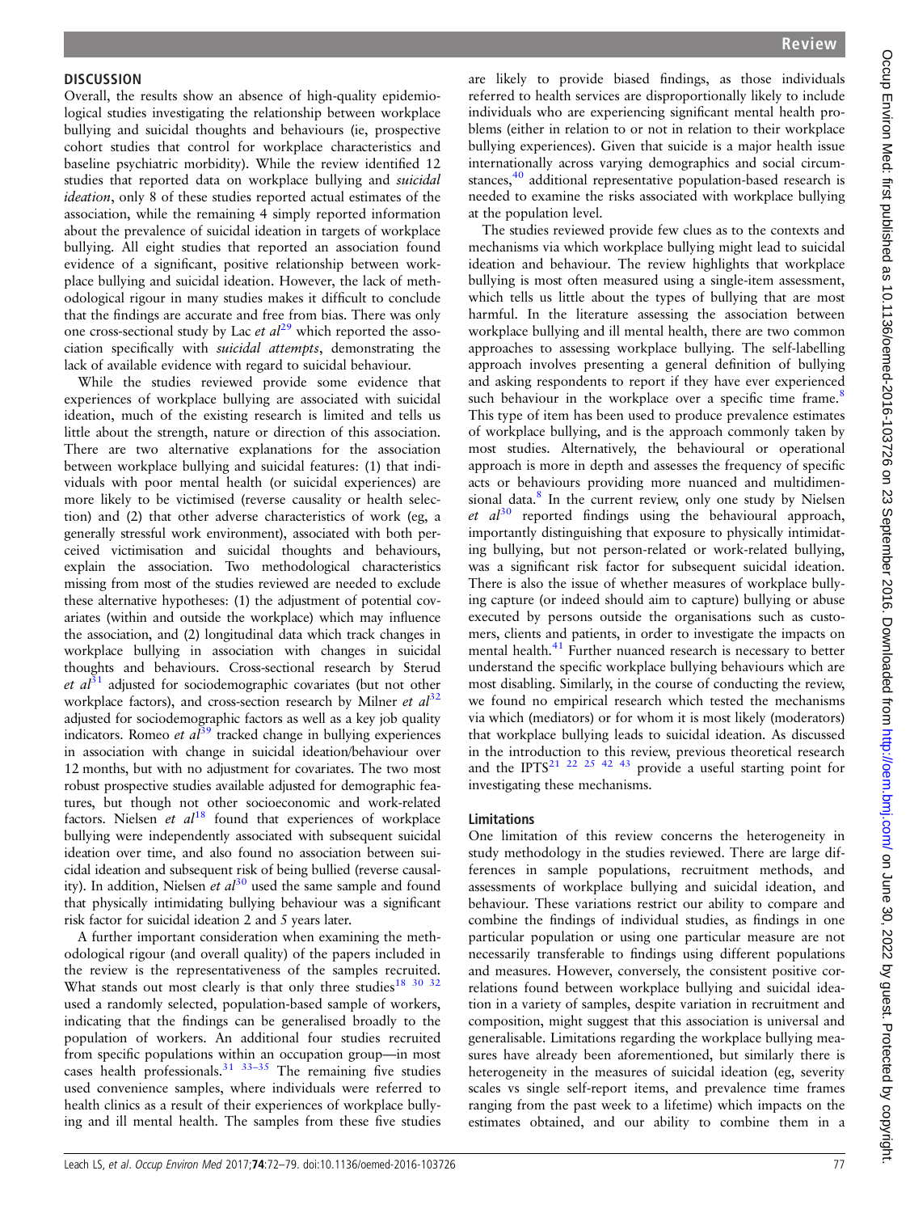## DISCUSSION

Overall, the results show an absence of high-quality epidemiological studies investigating the relationship between workplace bullying and suicidal thoughts and behaviours (ie, prospective cohort studies that control for workplace characteristics and baseline psychiatric morbidity). While the review identified 12 studies that reported data on workplace bullying and *suicidal ideation*, only 8 of these studies reported actual estimates of the association, while the remaining 4 simply reported information about the prevalence of suicidal ideation in targets of workplace bullying. All eight studies that reported an association found evidence of a significant, positive relationship between workplace bullying and suicidal ideation. However, the lack of methodological rigour in many studies makes it difficult to conclude that the findings are accurate and free from bias. There was only one cross-sectional study by Lac *et al*[29] which reported the association specifically with *suicidal attempts*, demonstrating the lack of available evidence with regard to suicidal behaviour.

While the studies reviewed provide some evidence that experiences of workplace bullying are associated with suicidal ideation, much of the existing research is limited and tells us little about the strength, nature or direction of this association. There are two alternative explanations for the association between workplace bullying and suicidal features: (1) that individuals with poor mental health (or suicidal experiences) are more likely to be victimised (reverse causality or health selection) and (2) that other adverse characteristics of work (eg, a generally stressful work environment), associated with both perceived victimisation and suicidal thoughts and behaviours, explain the association. Two methodological characteristics missing from most of the studies reviewed are needed to exclude these alternative hypotheses: (1) the adjustment of potential covariates (within and outside the workplace) which may influence the association, and (2) longitudinal data which track changes in workplace bullying in association with changes in suicidal thoughts and behaviours. Cross-sectional research by Sterud *et al*[31] adjusted for sociodemographic covariates (but not other workplace factors), and cross-section research by Milner *et al*[32] adjusted for sociodemographic factors as well as a key job quality indicators. Romeo *et al*[39] tracked change in bullying experiences in association with change in suicidal ideation/behaviour over 12 months, but with no adjustment for covariates. The two most robust prospective studies available adjusted for demographic features, but though not other socioeconomic and work-related factors. Nielsen *et al*[18] found that experiences of workplace bullying were independently associated with subsequent suicidal ideation over time, and also found no association between suicidal ideation and subsequent risk of being bullied (reverse causality). In addition, Nielsen *et al*[30] used the same sample and found that physically intimidating bullying behaviour was a significant risk factor for suicidal ideation 2 and 5 years later.

A further important consideration when examining the methodological rigour (and overall quality) of the papers included in the review is the representativeness of the samples recruited. What stands out most clearly is that only three studies[18 30 32] used a randomly selected, population-based sample of workers, indicating that the findings can be generalised broadly to the population of workers. An additional four studies recruited from specific populations within an occupation group—in most cases health professionals.[31 33–35] The remaining five studies used convenience samples, where individuals were referred to health clinics as a result of their experiences of workplace bullying and ill mental health. The samples from these five studies are likely to provide biased findings, as those individuals referred to health services are disproportionally likely to include individuals who are experiencing significant mental health problems (either in relation to or not in relation to their workplace bullying experiences). Given that suicide is a major health issue internationally across varying demographics and social circumstances,[40] additional representative population-based research is needed to examine the risks associated with workplace bullying at the population level.

The studies reviewed provide few clues as to the contexts and mechanisms via which workplace bullying might lead to suicidal ideation and behaviour. The review highlights that workplace bullying is most often measured using a single-item assessment, which tells us little about the types of bullying that are most harmful. In the literature assessing the association between workplace bullying and ill mental health, there are two common approaches to assessing workplace bullying. The self-labelling approach involves presenting a general definition of bullying and asking respondents to report if they have ever experienced such behaviour in the workplace over a specific time frame.[8] This type of item has been used to produce prevalence estimates of workplace bullying, and is the approach commonly taken by most studies. Alternatively, the behavioural or operational approach is more in depth and assesses the frequency of specific acts or behaviours providing more nuanced and multidimensional data.[8] In the current review, only one study by Nielsen *et al*[30] reported findings using the behavioural approach, importantly distinguishing that exposure to physically intimidating bullying, but not person-related or work-related bullying, was a significant risk factor for subsequent suicidal ideation. There is also the issue of whether measures of workplace bullying capture (or indeed should aim to capture) bullying or abuse executed by persons outside the organisations such as customers, clients and patients, in order to investigate the impacts on mental health.[41] Further nuanced research is necessary to better understand the specific workplace bullying behaviours which are most disabling. Similarly, in the course of conducting the review, we found no empirical research which tested the mechanisms via which (mediators) or for whom it is most likely (moderators) that workplace bullying leads to suicidal ideation. As discussed in the introduction to this review, previous theoretical research and the IPTS[21 22 25 42 43] provide a useful starting point for investigating these mechanisms.

### Limitations

One limitation of this review concerns the heterogeneity in study methodology in the studies reviewed. There are large differences in sample populations, recruitment methods, and assessments of workplace bullying and suicidal ideation, and behaviour. These variations restrict our ability to compare and combine the findings of individual studies, as findings in one particular population or using one particular measure are not necessarily transferable to findings using different populations and measures. However, conversely, the consistent positive correlations found between workplace bullying and suicidal ideation in a variety of samples, despite variation in recruitment and composition, might suggest that this association is universal and generalisable. Limitations regarding the workplace bullying measures have already been aforementioned, but similarly there is heterogeneity in the measures of suicidal ideation (eg, severity scales vs single self-report items, and prevalence time frames ranging from the past week to a lifetime) which impacts on the estimates obtained, and our ability to combine them in a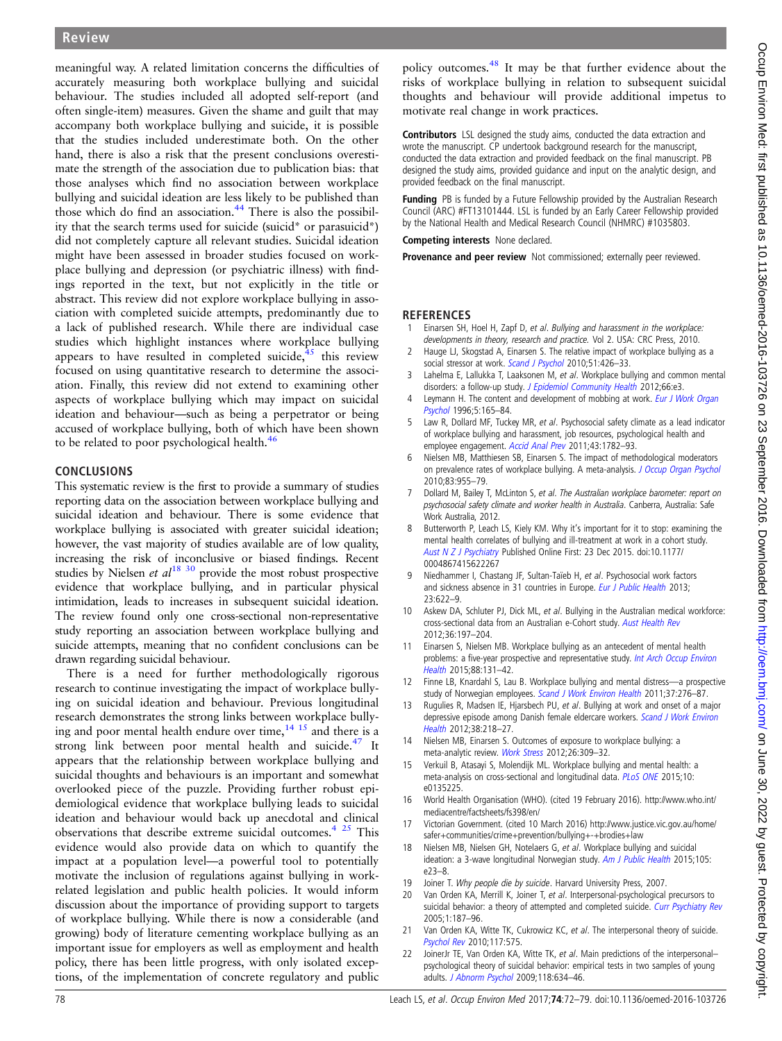meaningful way. A related limitation concerns the difficulties of accurately measuring both workplace bullying and suicidal behaviour. The studies included all adopted self-report (and often single-item) measures. Given the shame and guilt that may accompany both workplace bullying and suicide, it is possible that the studies included underestimate both. On the other hand, there is also a risk that the present conclusions overestimate the strength of the association due to publication bias: that those analyses which find no association between workplace bullying and suicidal ideation are less likely to be published than those which do find an association.[44] There is also the possibility that the search terms used for suicide (suicid* or parasuicid*) did not completely capture all relevant studies. Suicidal ideation might have been assessed in broader studies focused on workplace bullying and depression (or psychiatric illness) with findings reported in the text, but not explicitly in the title or abstract. This review did not explore workplace bullying in association with completed suicide attempts, predominantly due to a lack of published research. While there are individual case studies which highlight instances where workplace bullying appears to have resulted in completed suicide,[45] this review focused on using quantitative research to determine the association. Finally, this review did not extend to examining other aspects of workplace bullying which may impact on suicidal ideation and behaviour—such as being a perpetrator or being accused of workplace bullying, both of which have been shown to be related to poor psychological health.[46]

## CONCLUSIONS

This systematic review is the first to provide a summary of studies reporting data on the association between workplace bullying and suicidal ideation and behaviour. There is some evidence that workplace bullying is associated with greater suicidal ideation; however, the vast majority of studies available are of low quality, increasing the risk of inconclusive or biased findings. Recent studies by Nielsen *et al*[18 30] provide the most robust prospective evidence that workplace bullying, and in particular physical intimidation, leads to increases in subsequent suicidal ideation. The review found only one cross-sectional non-representative study reporting an association between workplace bullying and suicide attempts, meaning that no confident conclusions can be drawn regarding suicidal behaviour.

There is a need for further methodologically rigorous research to continue investigating the impact of workplace bullying on suicidal ideation and behaviour. Previous longitudinal research demonstrates the strong links between workplace bullying and poor mental health endure over time,[14 15] and there is a strong link between poor mental health and suicide.[47] It appears that the relationship between workplace bullying and suicidal thoughts and behaviours is an important and somewhat overlooked piece of the puzzle. Providing further robust epidemiological evidence that workplace bullying leads to suicidal ideation and behaviour would back up anecdotal and clinical observations that describe extreme suicidal outcomes.[4 25] This evidence would also provide data on which to quantify the impact at a population level—a powerful tool to potentially motivate the inclusion of regulations against bullying in work-related legislation and public health policies. It would inform discussion about the importance of providing support to targets of workplace bullying. While there is now a considerable (and growing) body of literature cementing workplace bullying as an important issue for employers as well as employment and health policy, there has been little progress, with only isolated exceptions, of the implementation of concrete regulatory and public policy outcomes.[48] It may be that further evidence about the risks of workplace bullying in relation to subsequent suicidal thoughts and behaviour will provide additional impetus to motivate real change in work practices.

**Contributors** LSL designed the study aims, conducted the data extraction and wrote the manuscript. CP undertook background research for the manuscript, conducted the data extraction and provided feedback on the final manuscript. PB designed the study aims, provided guidance and input on the analytic design, and provided feedback on the final manuscript.

**Funding** PB is funded by a Future Fellowship provided by the Australian Research Council (ARC) #FT13101444. LSL is funded by an Early Career Fellowship provided by the National Health and Medical Research Council (NHMRC) #1035803.

**Competing interests** None declared.

**Provenance and peer review** Not commissioned; externally peer reviewed.

## REFERENCES

1. Einarsen SH, Hoel H, Zapf D, *et al*. *Bullying and harassment in the workplace: developments in theory, research and practice*. Vol 2. USA: CRC Press, 2010.
2. Hauge LJ, Skogstad A, Einarsen S. The relative impact of workplace bullying as a social stressor at work. *Scand J Psychol* 2010;51:426–33.
3. Lahelma E, Lallukka T, Laaksonen M, *et al*. Workplace bullying and common mental disorders: a follow-up study. *J Epidemiol Community Health* 2012;66:e3.
4. Leymann H. The content and development of mobbing at work. *Eur J Work Organ Psychol* 1996;5:165–84.
5. Law R, Dollard MF, Tuckey MR, *et al*. Psychosocial safety climate as a lead indicator of workplace bullying and harassment, job resources, psychological health and employee engagement. *Accid Anal Prev* 2011;43:1782–93.
6. Nielsen MB, Matthiesen SB, Einarsen S. The impact of methodological moderators on prevalence rates of workplace bullying. A meta-analysis. *J Occup Organ Psychol* 2010;83:955–79.
7. Dollard M, Bailey T, McLinton S, *et al*. *The Australian workplace barometer: report on psychosocial safety climate and worker health in Australia*. Canberra, Australia: Safe Work Australia, 2012.
8. Butterworth P, Leach LS, Kiely KM. Why it's important for it to stop: examining the mental health correlates of bullying and ill-treatment at work in a cohort study. *Aust N Z J Psychiatry* Published Online First: 23 Dec 2015. doi:10.1177/0004867415622267
9. Niedhammer I, Chastang JF, Sultan-Taïeb H, *et al*. Psychosocial work factors and sickness absence in 31 countries in Europe. *Eur J Public Health* 2013;23:622–9.
10. Askew DA, Schluter PJ, Dick ML, *et al*. Bullying in the Australian medical workforce: cross-sectional data from an Australian e-Cohort study. *Aust Health Rev* 2012;36:197–204.
11. Einarsen S, Nielsen MB. Workplace bullying as an antecedent of mental health problems: a five-year prospective and representative study. *Int Arch Occup Environ Health* 2015;88:131–42.
12. Finne LB, Knardahl S, Lau B. Workplace bullying and mental distress—a prospective study of Norwegian employees. *Scand J Work Environ Health* 2011;37:276–87.
13. Rugulies R, Madsen IE, Hjarsbech PU, *et al*. Bullying at work and onset of a major depressive episode among Danish female eldercare workers. *Scand J Work Environ Health* 2012;38:218–27.
14. Nielsen MB, Einarsen S. Outcomes of exposure to workplace bullying: a meta-analytic review. *Work Stress* 2012;26:309–32.
15. Verkuil B, Atasayi S, Molendijk ML. Workplace bullying and mental health: a meta-analysis on cross-sectional and longitudinal data. *PLoS ONE* 2015;10:e0135225.
16. World Health Organisation (WHO). (cited 19 February 2016). http://www.who.int/mediacentre/factsheets/fs398/en/
17. Victorian Government. (cited 10 March 2016) http://www.justice.vic.gov.au/home/safer+communities/crime+prevention/bullying+-+brodies+law
18. Nielsen MB, Nielsen GH, Notelaers G, *et al*. Workplace bullying and suicidal ideation: a 3-wave longitudinal Norwegian study. *Am J Public Health* 2015;105:e23–8.
19. Joiner T. *Why people die by suicide*. Harvard University Press, 2007.
20. Van Orden KA, Merrill K, Joiner T, *et al*. Interpersonal-psychological precursors to suicidal behavior: a theory of attempted and completed suicide. *Curr Psychiatry Rev* 2005;1:187–96.
21. Van Orden KA, Witte TK, Cukrowicz KC, *et al*. The interpersonal theory of suicide. *Psychol Rev* 2010;117:575.
22. JoinerJr TE, Van Orden KA, Witte TK, *et al*. Main predictions of the interpersonal–psychological theory of suicidal behavior: empirical tests in two samples of young adults. *J Abnorm Psychol* 2009;118:634–46.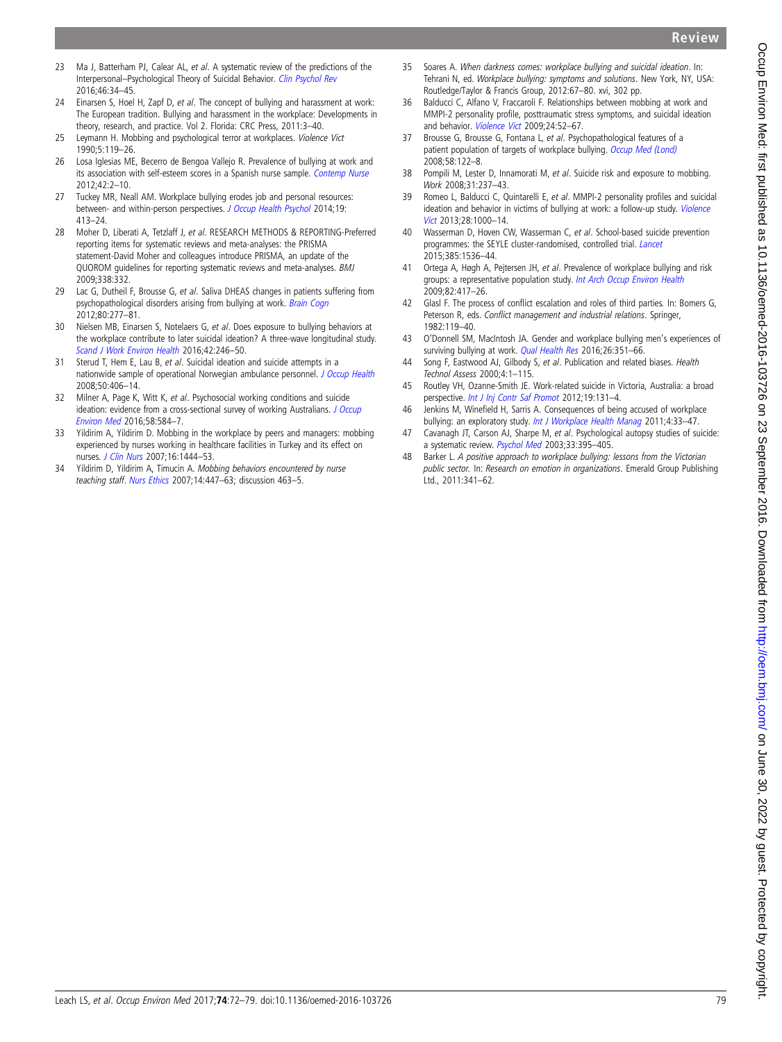23 Ma J, Batterham PJ, Calear AL, *et al*. A systematic review of the predictions of the Interpersonal–Psychological Theory of Suicidal Behavior. *Clin Psychol Rev* 2016;46:34–45.

24 Einarsen S, Hoel H, Zapf D, *et al*. The concept of bullying and harassment at work: The European tradition. Bullying and harassment in the workplace: Developments in theory, research, and practice. Vol 2. Florida: CRC Press, 2011:3–40.

25 Leymann H. Mobbing and psychological terror at workplaces. *Violence Vict* 1990;5:119–26.

26 Losa Iglesias ME, Becerro de Bengoa Vallejo R. Prevalence of bullying at work and its association with self-esteem scores in a Spanish nurse sample. *Contemp Nurse* 2012;42:2–10.

27 Tuckey MR, Neall AM. Workplace bullying erodes job and personal resources: between- and within-person perspectives. *J Occup Health Psychol* 2014;19:413–24.

28 Moher D, Liberati A, Tetzlaff J, *et al*. RESEARCH METHODS & REPORTING-Preferred reporting items for systematic reviews and meta-analyses: the PRISMA statement-David Moher and colleagues introduce PRISMA, an update of the QUOROM guidelines for reporting systematic reviews and meta-analyses. *BMJ* 2009;338:332.

29 Lac G, Dutheil F, Brousse G, *et al*. Saliva DHEAS changes in patients suffering from psychopathological disorders arising from bullying at work. *Brain Cogn* 2012;80:277–81.

30 Nielsen MB, Einarsen S, Notelaers G, *et al*. Does exposure to bullying behaviors at the workplace contribute to later suicidal ideation? A three-wave longitudinal study. *Scand J Work Environ Health* 2016;42:246–50.

31 Sterud T, Hem E, Lau B, *et al*. Suicidal ideation and suicide attempts in a nationwide sample of operational Norwegian ambulance personnel. *J Occup Health* 2008;50:406–14.

32 Milner A, Page K, Witt K, *et al*. Psychosocial working conditions and suicide ideation: evidence from a cross-sectional survey of working Australians. *J Occup Environ Med* 2016;58:584–7.

33 Yildirim A, Yildirim D. Mobbing in the workplace by peers and managers: mobbing experienced by nurses working in healthcare facilities in Turkey and its effect on nurses. *J Clin Nurs* 2007;16:1444–53.

34 Yildirim D, Yildirim A, Timucin A. *Mobbing behaviors encountered by nurse teaching staff*. *Nurs Ethics* 2007;14:447–63; discussion 463–5.

35 Soares A. *When darkness comes: workplace bullying and suicidal ideation*. In: Tehrani N, ed. *Workplace bullying: symptoms and solutions*. New York, NY, USA: Routledge/Taylor & Francis Group, 2012:67–80. xvi, 302 pp.

36 Balducci C, Alfano V, Fraccaroli F. Relationships between mobbing at work and MMPI-2 personality profile, posttraumatic stress symptoms, and suicidal ideation and behavior. *Violence Vict* 2009;24:52–67.

37 Brousse G, Brousse G, Fontana L, *et al*. Psychopathological features of a patient population of targets of workplace bullying. *Occup Med (Lond)* 2008;58:122–8.

38 Pompili M, Lester D, Innamorati M, *et al*. Suicide risk and exposure to mobbing. *Work* 2008;31:237–43.

39 Romeo L, Balducci C, Quintarelli E, *et al*. MMPI-2 personality profiles and suicidal ideation and behavior in victims of bullying at work: a follow-up study. *Violence Vict* 2013;28:1000–14.

40 Wasserman D, Hoven CW, Wasserman C, *et al*. School-based suicide prevention programmes: the SEYLE cluster-randomised, controlled trial. *Lancet* 2015;385:1536–44.

41 Ortega A, Høgh A, Pejtersen JH, *et al*. Prevalence of workplace bullying and risk groups: a representative population study. *Int Arch Occup Environ Health* 2009;82:417–26.

42 Glasl F. The process of conflict escalation and roles of third parties. In: Bomers G, Peterson R, eds. *Conflict management and industrial relations*. Springer, 1982:119–40.

43 O'Donnell SM, MacIntosh JA. Gender and workplace bullying men's experiences of surviving bullying at work. *Qual Health Res* 2016;26:351–66.

44 Song F, Eastwood AJ, Gilbody S, *et al*. Publication and related biases. *Health Technol Assess* 2000;4:1–115.

45 Routley VH, Ozanne-Smith JE. Work-related suicide in Victoria, Australia: a broad perspective. *Int J Inj Contr Saf Promot* 2012;19:131–4.

46 Jenkins M, Winefield H, Sarris A. Consequences of being accused of workplace bullying: an exploratory study. *Int J Workplace Health Manag* 2011;4:33–47.

47 Cavanagh JT, Carson AJ, Sharpe M, *et al*. Psychological autopsy studies of suicide: a systematic review. *Psychol Med* 2003;33:395–405.

48 Barker L. *A positive approach to workplace bullying: lessons from the Victorian public sector*. In: *Research on emotion in organizations*. Emerald Group Publishing Ltd., 2011:341–62.